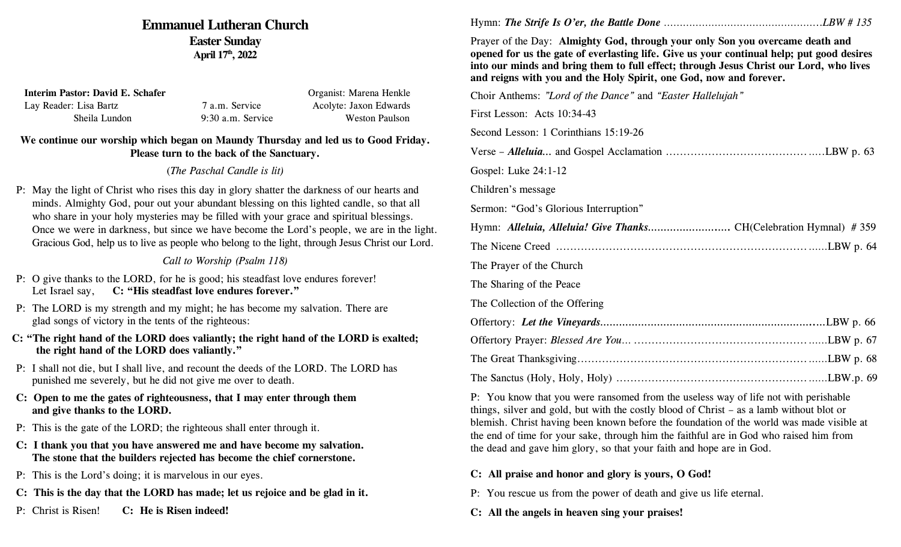# Emmanuel Lutheran Church

## Easter Sunday

**April 17th, 2022**

**Interim Pastor: David E. Schafer** — Organist: Marena Henkle

Lay Reader: Lisa Bartz — 7 a.m. Service — Acolyte: Jaxon Edwards

Sheila Lundon — 9:30 a.m. Service — Weston Paulson

**We continue our worship which began on Maundy Thursday and led us to Good Friday. Please turn to the back of the Sanctuary.**

(*The Paschal Candle is lit*)

P: May the light of Christ who rises this day in glory shatter the darkness of our hearts and minds. Almighty God, pour out your abundant blessing on this lighted candle, so that all who share in your holy mysteries may be filled with your grace and spiritual blessings. Once we were in darkness, but since we have become the Lord's people, we are in the light. Gracious God, help us to live as people who belong to the light, through Jesus Christ our Lord.

*Call to Worship (Psalm 118)*

P: O give thanks to the LORD, for he is good; his steadfast love endures forever! Let Israel say, **C: "His steadfast love endures forever."**

P: The LORD is my strength and my might; he has become my salvation. There are glad songs of victory in the tents of the righteous:

**C: "The right hand of the LORD does valiantly; the right hand of the LORD is exalted; the right hand of the LORD does valiantly."**

P: I shall not die, but I shall live, and recount the deeds of the LORD. The LORD has punished me severely, but he did not give me over to death.

**C: Open to me the gates of righteousness, that I may enter through them and give thanks to the LORD.**

P: This is the gate of the LORD; the righteous shall enter through it.

**C: I thank you that you have answered me and have become my salvation. The stone that the builders rejected has become the chief cornerstone.**

P: This is the Lord's doing; it is marvelous in our eyes.

**C: This is the day that the LORD has made; let us rejoice and be glad in it.**

P: Christ is Risen! **C: He is Risen indeed!**

Hymn: ***The Strife Is O'er, the Battle Done*** ....... *LBW # 135*

Prayer of the Day: **Almighty God, through your only Son you overcame death and opened for us the gate of everlasting life. Give us your continual help; put good desires into our minds and bring them to full effect; through Jesus Christ our Lord, who lives and reigns with you and the Holy Spirit, one God, now and forever.**

Choir Anthems: *"Lord of the Dance"* and *"Easter Hallelujah"*

First Lesson: Acts 10:34-43

Second Lesson: 1 Corinthians 15:19-26

Verse – ***Alleluia...*** and Gospel Acclamation ....... LBW p. 63

Gospel: Luke 24:1-12

Children's message

Sermon: "God's Glorious Interruption"

Hymn: ***Alleluia, Alleluia! Give Thanks...*** ....... CH(Celebration Hymnal) # 359

The Nicene Creed ....... LBW p. 64

The Prayer of the Church

The Sharing of the Peace

The Collection of the Offering

Offertory: ***Let the Vineyards...*** ....... LBW p. 66

Offertory Prayer: *Blessed Are You...* ....... LBW p. 67

The Great Thanksgiving ....... LBW p. 68

The Sanctus (Holy, Holy, Holy) ....... LBW.p. 69

P: You know that you were ransomed from the useless way of life not with perishable things, silver and gold, but with the costly blood of Christ – as a lamb without blot or blemish. Christ having been known before the foundation of the world was made visible at the end of time for your sake, through him the faithful are in God who raised him from the dead and gave him glory, so that your faith and hope are in God.

**C: All praise and honor and glory is yours, O God!**

P: You rescue us from the power of death and give us life eternal.

**C: All the angels in heaven sing your praises!**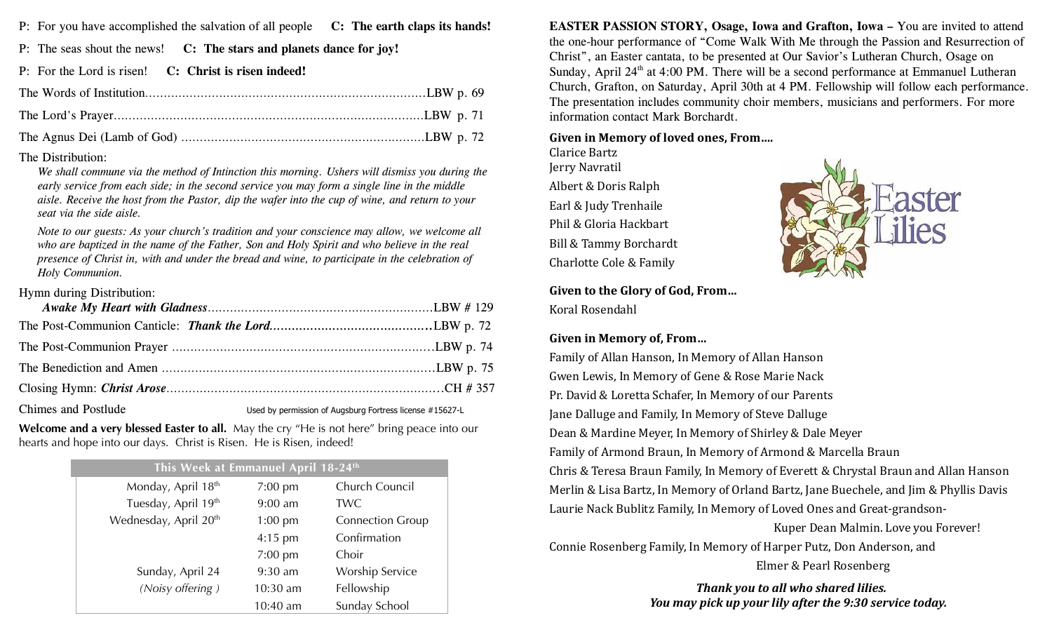P: For you have accomplished the salvation of all people **C: The earth claps its hands!**

P: The seas shout the news! **C: The stars and planets dance for joy!**

P: For the Lord is risen! **C: Christ is risen indeed!**

The Words of Institution....LBW p. 69

The Lord's Prayer....LBW p. 71

The Agnus Dei (Lamb of God) ....LBW p. 72

The Distribution:

*We shall commune via the method of Intinction this morning. Ushers will dismiss you during the early service from each side; in the second service you may form a single line in the middle aisle. Receive the host from the Pastor, dip the wafer into the cup of wine, and return to your seat via the side aisle.*

*Note to our guests: As your church's tradition and your conscience may allow, we welcome all who are baptized in the name of the Father, Son and Holy Spirit and who believe in the real presence of Christ in, with and under the bread and wine, to participate in the celebration of Holy Communion.*

Hymn during Distribution:

***Awake My Heart with Gladness***....LBW # 129

The Post-Communion Canticle: ***Thank the Lord***....LBW p. 72

The Post-Communion Prayer ....LBW p. 74

The Benediction and Amen ....LBW p. 75

Closing Hymn: ***Christ Arose***....CH # 357

Chimes and Postlude — Used by permission of Augsburg Fortress license #15627-L

**Welcome and a very blessed Easter to all.** May the cry "He is not here" bring peace into our hearts and hope into our days. Christ is Risen. He is Risen, indeed!

| This Week at Emmanuel April 18-24th | | |
|---|---|---|
| Monday, April 18th | 7:00 pm | Church Council |
| Tuesday, April 19th | 9:00 am | TWC |
| Wednesday, April 20th | 1:00 pm | Connection Group |
| | 4:15 pm | Confirmation |
| | 7:00 pm | Choir |
| Sunday, April 24 | 9:30 am | Worship Service |
| *(Noisy offering )* | 10:30 am | Fellowship |
| | 10:40 am | Sunday School |

**EASTER PASSION STORY, Osage, Iowa and Grafton, Iowa –** You are invited to attend the one-hour performance of "Come Walk With Me through the Passion and Resurrection of Christ", an Easter cantata, to be presented at Our Savior's Lutheran Church, Osage on Sunday, April 24th at 4:00 PM. There will be a second performance at Emmanuel Lutheran Church, Grafton, on Saturday, April 30th at 4 PM. Fellowship will follow each performance. The presentation includes community choir members, musicians and performers. For more information contact Mark Borchardt.

Easter Lilies

**Given in Memory of loved ones, From….**

Clarice Bartz
Jerry Navratil
Albert & Doris Ralph
Earl & Judy Trenhaile
Phil & Gloria Hackbart
Bill & Tammy Borchardt
Charlotte Cole & Family

**Given to the Glory of God, From…**

Koral Rosendahl

**Given in Memory of, From…**

Family of Allan Hanson, In Memory of Allan Hanson
Gwen Lewis, In Memory of Gene & Rose Marie Nack
Pr. David & Loretta Schafer, In Memory of our Parents
Jane Dalluge and Family, In Memory of Steve Dalluge
Dean & Mardine Meyer, In Memory of Shirley & Dale Meyer
Family of Armond Braun, In Memory of Armond & Marcella Braun
Chris & Teresa Braun Family, In Memory of Everett & Chrystal Braun and Allan Hanson
Merlin & Lisa Bartz, In Memory of Orland Bartz, Jane Buechele, and Jim & Phyllis Davis
Laurie Nack Bublitz Family, In Memory of Loved Ones and Great-grandson- Kuper Dean Malmin. Love you Forever!
Connie Rosenberg Family, In Memory of Harper Putz, Don Anderson, and Elmer & Pearl Rosenberg

***Thank you to all who shared lilies.***
***You may pick up your lily after the 9:30 service today.***